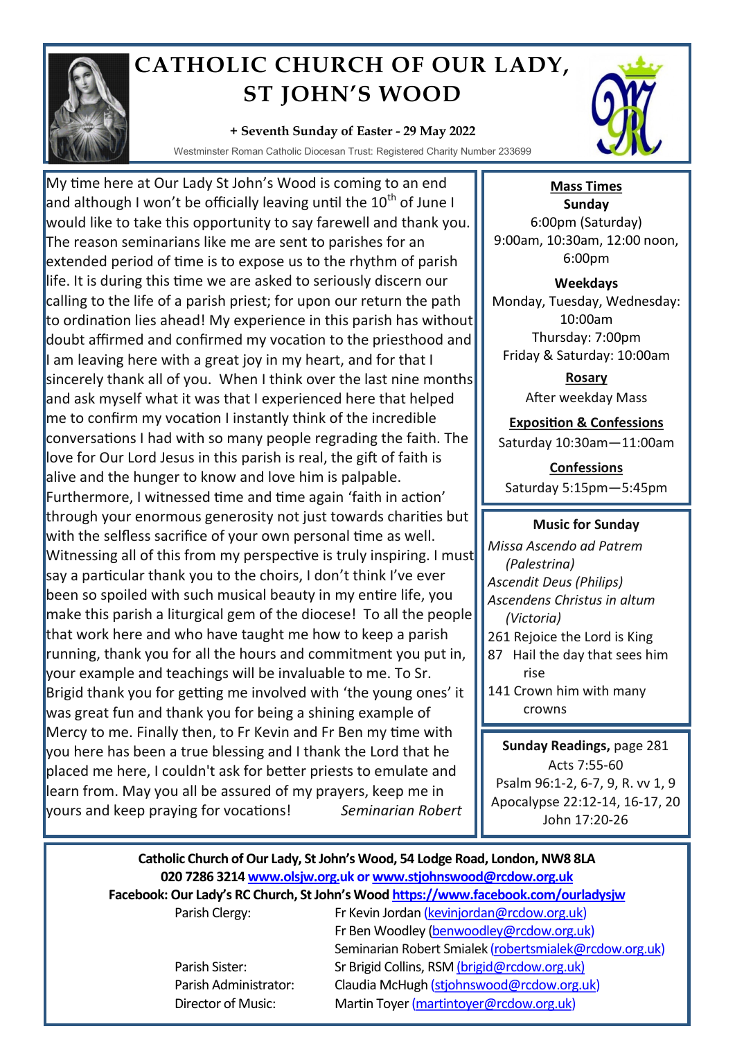# CATHOLIC CHURCH OF OUR LADY, ST JOHN'S WOOD

**+ Seventh Sunday of Easter - 29 May 2022**

Westminster Roman Catholic Diocesan Trust: Registered Charity Number 233699

My time here at Our Lady St John's Wood is coming to an end and although I won't be officially leaving until the 10th of June I would like to take this opportunity to say farewell and thank you. The reason seminarians like me are sent to parishes for an extended period of time is to expose us to the rhythm of parish life. It is during this time we are asked to seriously discern our calling to the life of a parish priest; for upon our return the path to ordination lies ahead! My experience in this parish has without doubt affirmed and confirmed my vocation to the priesthood and I am leaving here with a great joy in my heart, and for that I sincerely thank all of you. When I think over the last nine months and ask myself what it was that I experienced here that helped me to confirm my vocation I instantly think of the incredible conversations I had with so many people regrading the faith. The love for Our Lord Jesus in this parish is real, the gift of faith is alive and the hunger to know and love him is palpable. Furthermore, I witnessed time and time again 'faith in action' through your enormous generosity not just towards charities but with the selfless sacrifice of your own personal time as well. Witnessing all of this from my perspective is truly inspiring. I must say a particular thank you to the choirs, I don't think I've ever been so spoiled with such musical beauty in my entire life, you make this parish a liturgical gem of the diocese! To all the people that work here and who have taught me how to keep a parish running, thank you for all the hours and commitment you put in, your example and teachings will be invaluable to me. To Sr. Brigid thank you for getting me involved with 'the young ones' it was great fun and thank you for being a shining example of Mercy to me. Finally then, to Fr Kevin and Fr Ben my time with you here has been a true blessing and I thank the Lord that he placed me here, I couldn't ask for better priests to emulate and learn from. May you all be assured of my prayers, keep me in yours and keep praying for vocations! *Seminarian Robert*

**Mass Times**

**Sunday**
6:00pm (Saturday)
9:00am, 10:30am, 12:00 noon, 6:00pm

**Weekdays**
Monday, Tuesday, Wednesday: 10:00am
Thursday: 7:00pm
Friday & Saturday: 10:00am

**Rosary**
After weekday Mass

**Exposition & Confessions**
Saturday 10:30am—11:00am

**Confessions**
Saturday 5:15pm—5:45pm

**Music for Sunday**

*Missa Ascendo ad Patrem (Palestrina)*
*Ascendit Deus (Philips)*
*Ascendens Christus in altum (Victoria)*
261 Rejoice the Lord is King
87 Hail the day that sees him rise
141 Crown him with many crowns

**Sunday Readings,** page 281
Acts 7:55-60
Psalm 96:1-2, 6-7, 9, R. vv 1, 9
Apocalypse 22:12-14, 16-17, 20
John 17:20-26

**Catholic Church of Our Lady, St John's Wood, 54 Lodge Road, London, NW8 8LA**
**020 7286 3214 www.olsjw.org.uk or www.stjohnswood@rcdow.org.uk**
**Facebook: Our Lady's RC Church, St John's Wood https://www.facebook.com/ourladysjw**

| | |
|---|---|
| Parish Clergy: | Fr Kevin Jordan (kevinjordan@rcdow.org.uk) |
| | Fr Ben Woodley (benwoodley@rcdow.org.uk) |
| | Seminarian Robert Smialek (robertsmialek@rcdow.org.uk) |
| Parish Sister: | Sr Brigid Collins, RSM (brigid@rcdow.org.uk) |
| Parish Administrator: | Claudia McHugh (stjohnswood@rcdow.org.uk) |
| Director of Music: | Martin Toyer (martintoyer@rcdow.org.uk) |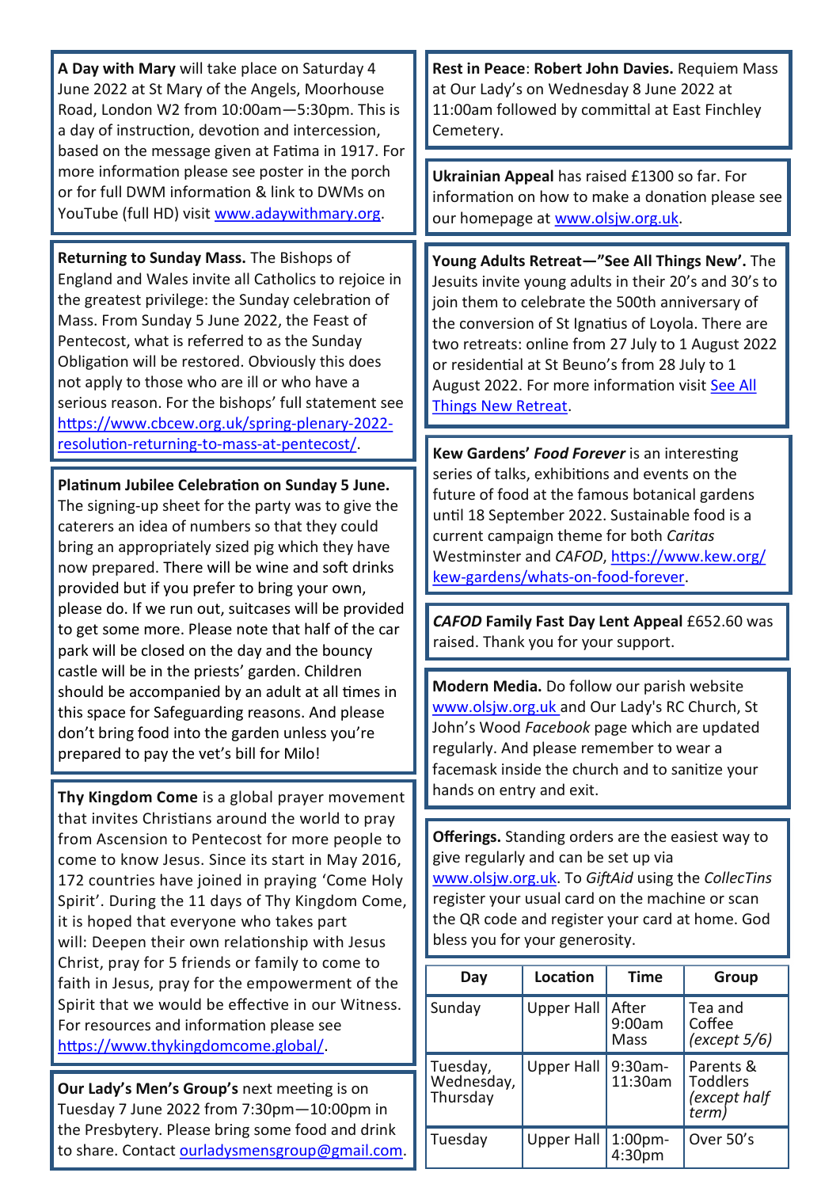**A Day with Mary** will take place on Saturday 4 June 2022 at St Mary of the Angels, Moorhouse Road, London W2 from 10:00am—5:30pm. This is a day of instruction, devotion and intercession, based on the message given at Fatima in 1917. For more information please see poster in the porch or for full DWM information & link to DWMs on YouTube (full HD) visit www.adaywithmary.org.

**Returning to Sunday Mass.** The Bishops of England and Wales invite all Catholics to rejoice in the greatest privilege: the Sunday celebration of Mass. From Sunday 5 June 2022, the Feast of Pentecost, what is referred to as the Sunday Obligation will be restored. Obviously this does not apply to those who are ill or who have a serious reason. For the bishops' full statement see https://www.cbcew.org.uk/spring-plenary-2022-resolution-returning-to-mass-at-pentecost/.

**Platinum Jubilee Celebration on Sunday 5 June.** The signing-up sheet for the party was to give the caterers an idea of numbers so that they could bring an appropriately sized pig which they have now prepared. There will be wine and soft drinks provided but if you prefer to bring your own, please do. If we run out, suitcases will be provided to get some more. Please note that half of the car park will be closed on the day and the bouncy castle will be in the priests' garden. Children should be accompanied by an adult at all times in this space for Safeguarding reasons. And please don't bring food into the garden unless you're prepared to pay the vet's bill for Milo!

**Thy Kingdom Come** is a global prayer movement that invites Christians around the world to pray from Ascension to Pentecost for more people to come to know Jesus. Since its start in May 2016, 172 countries have joined in praying 'Come Holy Spirit'. During the 11 days of Thy Kingdom Come, it is hoped that everyone who takes part will: Deepen their own relationship with Jesus Christ, pray for 5 friends or family to come to faith in Jesus, pray for the empowerment of the Spirit that we would be effective in our Witness. For resources and information please see https://www.thykingdomcome.global/.

**Our Lady's Men's Group's** next meeting is on Tuesday 7 June 2022 from 7:30pm—10:00pm in the Presbytery. Please bring some food and drink to share. Contact ourladysmensgroup@gmail.com.

**Rest in Peace**: **Robert John Davies.** Requiem Mass at Our Lady's on Wednesday 8 June 2022 at 11:00am followed by committal at East Finchley Cemetery.

**Ukrainian Appeal** has raised £1300 so far. For information on how to make a donation please see our homepage at www.olsjw.org.uk.

**Young Adults Retreat—"See All Things New'.** The Jesuits invite young adults in their 20's and 30's to join them to celebrate the 500th anniversary of the conversion of St Ignatius of Loyola. There are two retreats: online from 27 July to 1 August 2022 or residential at St Beuno's from 28 July to 1 August 2022. For more information visit See All Things New Retreat.

**Kew Gardens' *Food Forever*** is an interesting series of talks, exhibitions and events on the future of food at the famous botanical gardens until 18 September 2022. Sustainable food is a current campaign theme for both *Caritas* Westminster and *CAFOD*, https://www.kew.org/kew-gardens/whats-on-food-forever.

***CAFOD* Family Fast Day Lent Appeal** £652.60 was raised. Thank you for your support.

**Modern Media.** Do follow our parish website www.olsjw.org.uk and Our Lady's RC Church, St John's Wood *Facebook* page which are updated regularly. And please remember to wear a facemask inside the church and to sanitize your hands on entry and exit.

**Offerings.** Standing orders are the easiest way to give regularly and can be set up via www.olsjw.org.uk. To *GiftAid* using the *CollecTins* register your usual card on the machine or scan the QR code and register your card at home. God bless you for your generosity.

| Day | Location | Time | Group |
|---|---|---|---|
| Sunday | Upper Hall | After 9:00am Mass | Tea and Coffee *(except 5/6)* |
| Tuesday, Wednesday, Thursday | Upper Hall | 9:30am-11:30am | Parents & Toddlers *(except half term)* |
| Tuesday | Upper Hall | 1:00pm-4:30pm | Over 50's |